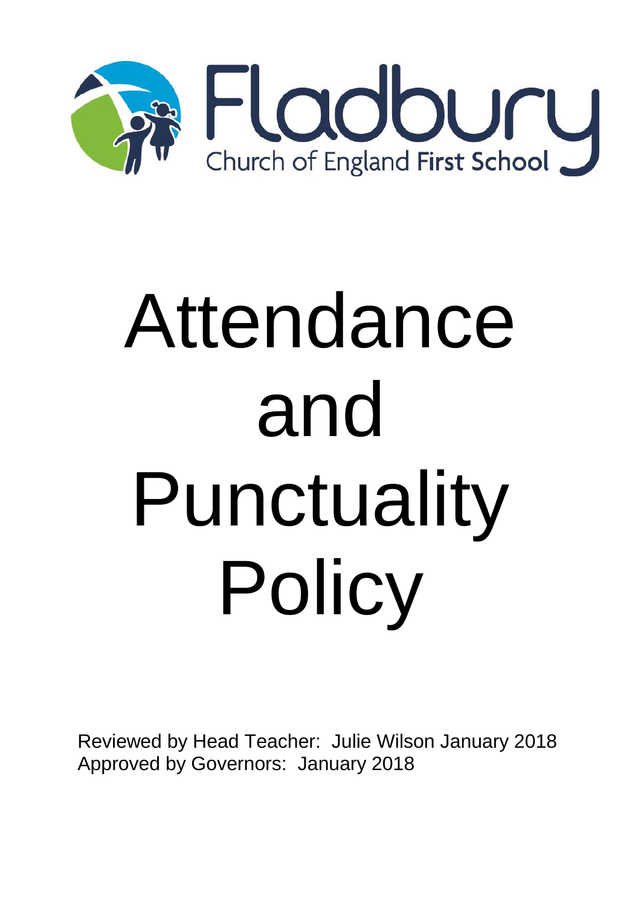Fladbury

Church of England First School

# Attendance and Punctuality Policy

Reviewed by Head Teacher: Julie Wilson January 2018

Approved by Governors: January 2018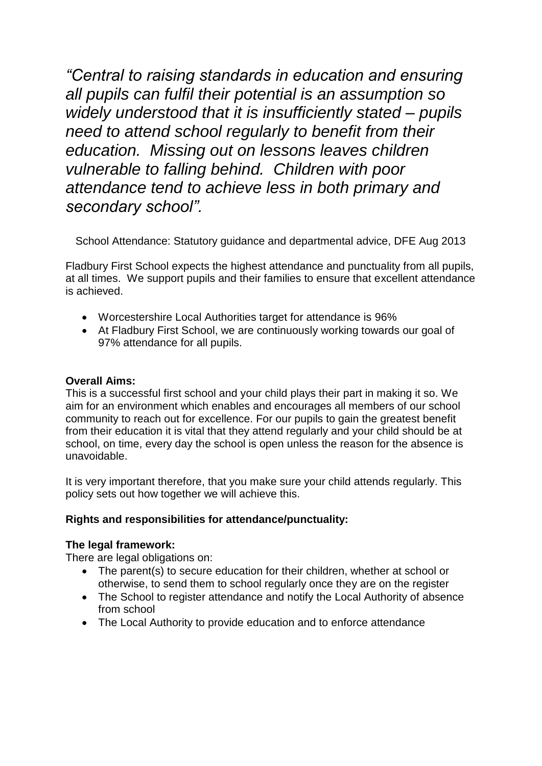*"Central to raising standards in education and ensuring all pupils can fulfil their potential is an assumption so widely understood that it is insufficiently stated – pupils need to attend school regularly to benefit from their education. Missing out on lessons leaves children vulnerable to falling behind. Children with poor attendance tend to achieve less in both primary and secondary school".*

School Attendance: Statutory guidance and departmental advice, DFE Aug 2013

Fladbury First School expects the highest attendance and punctuality from all pupils, at all times. We support pupils and their families to ensure that excellent attendance is achieved.

- Worcestershire Local Authorities target for attendance is 96%
- At Fladbury First School, we are continuously working towards our goal of 97% attendance for all pupils.

**Overall Aims:**
This is a successful first school and your child plays their part in making it so. We aim for an environment which enables and encourages all members of our school community to reach out for excellence. For our pupils to gain the greatest benefit from their education it is vital that they attend regularly and your child should be at school, on time, every day the school is open unless the reason for the absence is unavoidable.

It is very important therefore, that you make sure your child attends regularly. This policy sets out how together we will achieve this.

**Rights and responsibilities for attendance/punctuality:**

**The legal framework:**
There are legal obligations on:

- The parent(s) to secure education for their children, whether at school or otherwise, to send them to school regularly once they are on the register
- The School to register attendance and notify the Local Authority of absence from school
- The Local Authority to provide education and to enforce attendance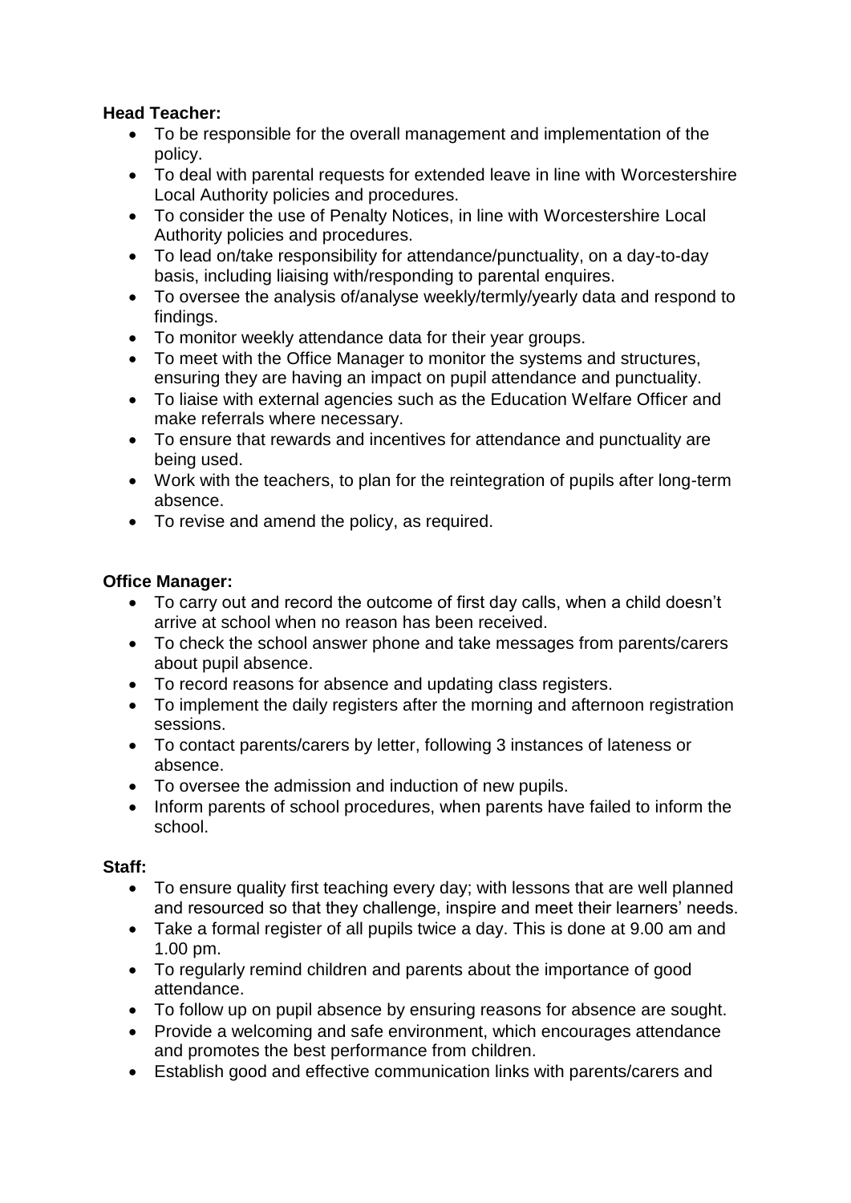**Head Teacher:**

- To be responsible for the overall management and implementation of the policy.
- To deal with parental requests for extended leave in line with Worcestershire Local Authority policies and procedures.
- To consider the use of Penalty Notices, in line with Worcestershire Local Authority policies and procedures.
- To lead on/take responsibility for attendance/punctuality, on a day-to-day basis, including liaising with/responding to parental enquires.
- To oversee the analysis of/analyse weekly/termly/yearly data and respond to findings.
- To monitor weekly attendance data for their year groups.
- To meet with the Office Manager to monitor the systems and structures, ensuring they are having an impact on pupil attendance and punctuality.
- To liaise with external agencies such as the Education Welfare Officer and make referrals where necessary.
- To ensure that rewards and incentives for attendance and punctuality are being used.
- Work with the teachers, to plan for the reintegration of pupils after long-term absence.
- To revise and amend the policy, as required.

**Office Manager:**

- To carry out and record the outcome of first day calls, when a child doesn't arrive at school when no reason has been received.
- To check the school answer phone and take messages from parents/carers about pupil absence.
- To record reasons for absence and updating class registers.
- To implement the daily registers after the morning and afternoon registration sessions.
- To contact parents/carers by letter, following 3 instances of lateness or absence.
- To oversee the admission and induction of new pupils.
- Inform parents of school procedures, when parents have failed to inform the school.

**Staff:**

- To ensure quality first teaching every day; with lessons that are well planned and resourced so that they challenge, inspire and meet their learners' needs.
- Take a formal register of all pupils twice a day. This is done at 9.00 am and 1.00 pm.
- To regularly remind children and parents about the importance of good attendance.
- To follow up on pupil absence by ensuring reasons for absence are sought.
- Provide a welcoming and safe environment, which encourages attendance and promotes the best performance from children.
- Establish good and effective communication links with parents/carers and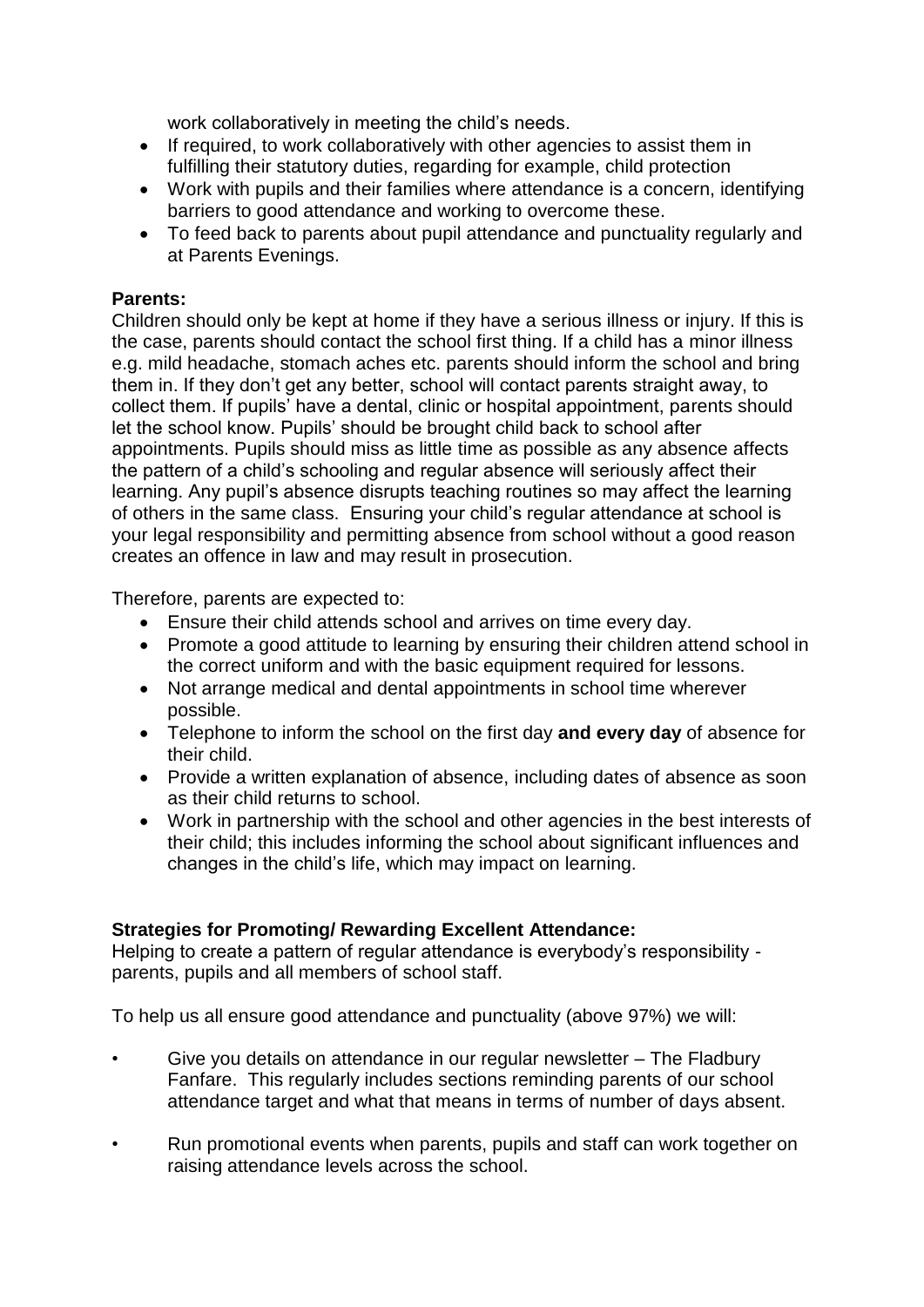work collaboratively in meeting the child's needs.

- If required, to work collaboratively with other agencies to assist them in fulfilling their statutory duties, regarding for example, child protection
- Work with pupils and their families where attendance is a concern, identifying barriers to good attendance and working to overcome these.
- To feed back to parents about pupil attendance and punctuality regularly and at Parents Evenings.

**Parents:**

Children should only be kept at home if they have a serious illness or injury. If this is the case, parents should contact the school first thing. If a child has a minor illness e.g. mild headache, stomach aches etc. parents should inform the school and bring them in. If they don't get any better, school will contact parents straight away, to collect them. If pupils' have a dental, clinic or hospital appointment, parents should let the school know. Pupils' should be brought child back to school after appointments. Pupils should miss as little time as possible as any absence affects the pattern of a child's schooling and regular absence will seriously affect their learning. Any pupil's absence disrupts teaching routines so may affect the learning of others in the same class. Ensuring your child's regular attendance at school is your legal responsibility and permitting absence from school without a good reason creates an offence in law and may result in prosecution.

Therefore, parents are expected to:

- Ensure their child attends school and arrives on time every day.
- Promote a good attitude to learning by ensuring their children attend school in the correct uniform and with the basic equipment required for lessons.
- Not arrange medical and dental appointments in school time wherever possible.
- Telephone to inform the school on the first day **and every day** of absence for their child.
- Provide a written explanation of absence, including dates of absence as soon as their child returns to school.
- Work in partnership with the school and other agencies in the best interests of their child; this includes informing the school about significant influences and changes in the child's life, which may impact on learning.

**Strategies for Promoting/ Rewarding Excellent Attendance:**

Helping to create a pattern of regular attendance is everybody's responsibility - parents, pupils and all members of school staff.

To help us all ensure good attendance and punctuality (above 97%) we will:

- Give you details on attendance in our regular newsletter – The Fladbury Fanfare. This regularly includes sections reminding parents of our school attendance target and what that means in terms of number of days absent.
- Run promotional events when parents, pupils and staff can work together on raising attendance levels across the school.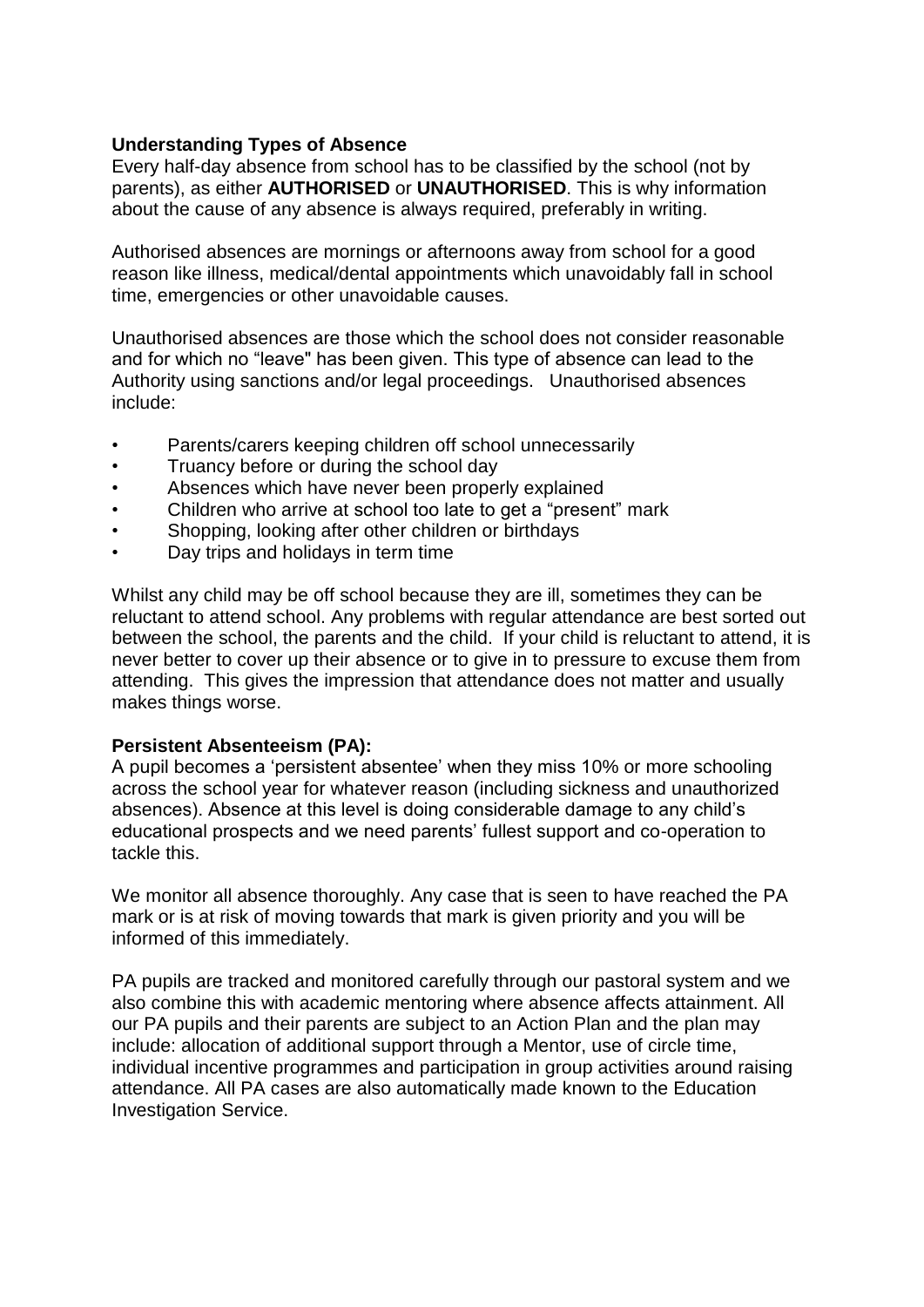**Understanding Types of Absence**

Every half-day absence from school has to be classified by the school (not by parents), as either **AUTHORISED** or **UNAUTHORISED**. This is why information about the cause of any absence is always required, preferably in writing.

Authorised absences are mornings or afternoons away from school for a good reason like illness, medical/dental appointments which unavoidably fall in school time, emergencies or other unavoidable causes.

Unauthorised absences are those which the school does not consider reasonable and for which no "leave" has been given. This type of absence can lead to the Authority using sanctions and/or legal proceedings. Unauthorised absences include:

- Parents/carers keeping children off school unnecessarily
- Truancy before or during the school day
- Absences which have never been properly explained
- Children who arrive at school too late to get a "present" mark
- Shopping, looking after other children or birthdays
- Day trips and holidays in term time

Whilst any child may be off school because they are ill, sometimes they can be reluctant to attend school. Any problems with regular attendance are best sorted out between the school, the parents and the child. If your child is reluctant to attend, it is never better to cover up their absence or to give in to pressure to excuse them from attending. This gives the impression that attendance does not matter and usually makes things worse.

**Persistent Absenteeism (PA):**

A pupil becomes a 'persistent absentee' when they miss 10% or more schooling across the school year for whatever reason (including sickness and unauthorized absences). Absence at this level is doing considerable damage to any child's educational prospects and we need parents' fullest support and co-operation to tackle this.

We monitor all absence thoroughly. Any case that is seen to have reached the PA mark or is at risk of moving towards that mark is given priority and you will be informed of this immediately.

PA pupils are tracked and monitored carefully through our pastoral system and we also combine this with academic mentoring where absence affects attainment. All our PA pupils and their parents are subject to an Action Plan and the plan may include: allocation of additional support through a Mentor, use of circle time, individual incentive programmes and participation in group activities around raising attendance. All PA cases are also automatically made known to the Education Investigation Service.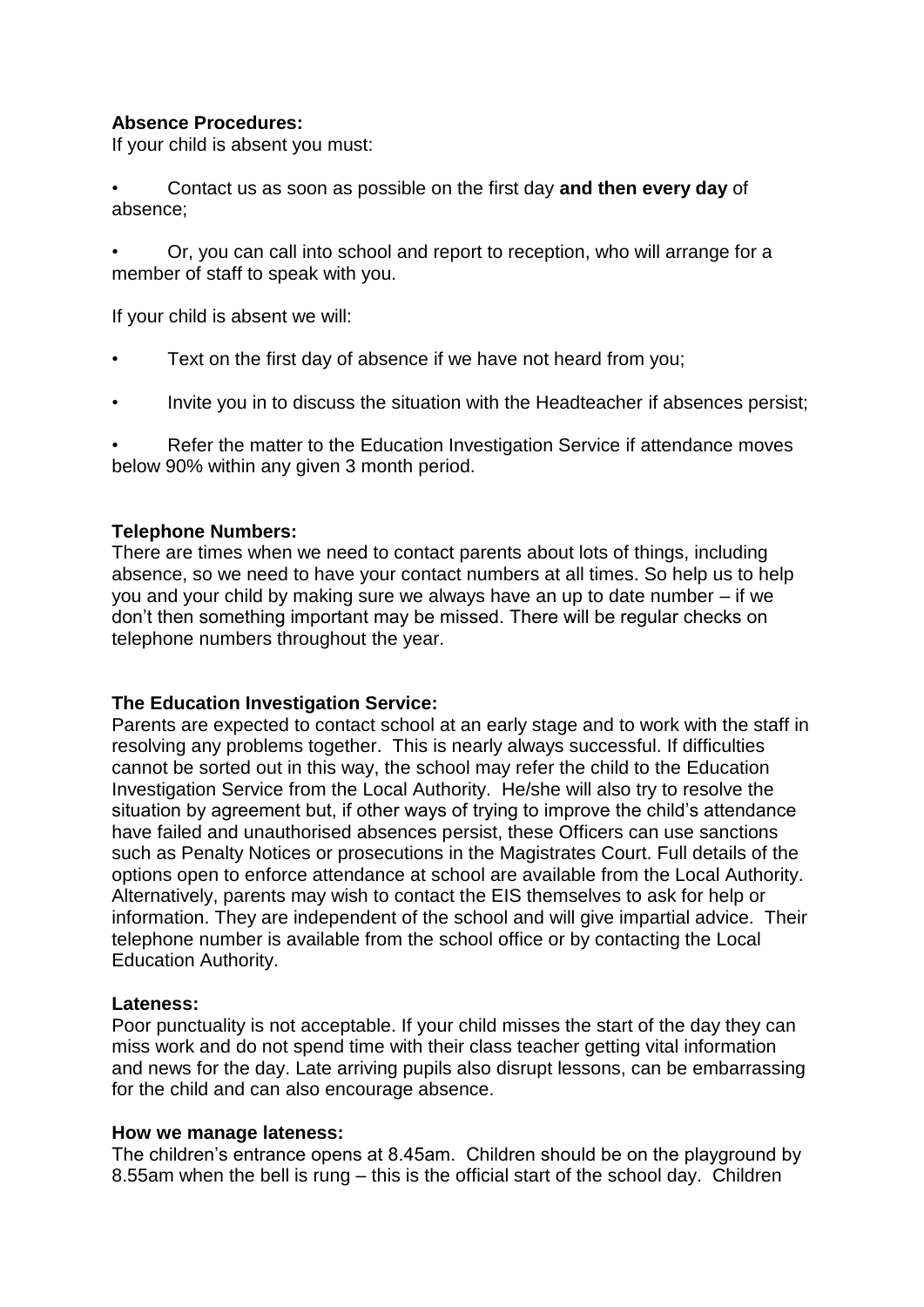**Absence Procedures:**
If your child is absent you must:

- Contact us as soon as possible on the first day **and then every day** of absence;
- Or, you can call into school and report to reception, who will arrange for a member of staff to speak with you.

If your child is absent we will:

- Text on the first day of absence if we have not heard from you;
- Invite you in to discuss the situation with the Headteacher if absences persist;
- Refer the matter to the Education Investigation Service if attendance moves below 90% within any given 3 month period.

**Telephone Numbers:**
There are times when we need to contact parents about lots of things, including absence, so we need to have your contact numbers at all times. So help us to help you and your child by making sure we always have an up to date number – if we don't then something important may be missed. There will be regular checks on telephone numbers throughout the year.

**The Education Investigation Service:**
Parents are expected to contact school at an early stage and to work with the staff in resolving any problems together. This is nearly always successful. If difficulties cannot be sorted out in this way, the school may refer the child to the Education Investigation Service from the Local Authority. He/she will also try to resolve the situation by agreement but, if other ways of trying to improve the child's attendance have failed and unauthorised absences persist, these Officers can use sanctions such as Penalty Notices or prosecutions in the Magistrates Court. Full details of the options open to enforce attendance at school are available from the Local Authority. Alternatively, parents may wish to contact the EIS themselves to ask for help or information. They are independent of the school and will give impartial advice. Their telephone number is available from the school office or by contacting the Local Education Authority.

**Lateness:**
Poor punctuality is not acceptable. If your child misses the start of the day they can miss work and do not spend time with their class teacher getting vital information and news for the day. Late arriving pupils also disrupt lessons, can be embarrassing for the child and can also encourage absence.

**How we manage lateness:**
The children's entrance opens at 8.45am. Children should be on the playground by 8.55am when the bell is rung – this is the official start of the school day. Children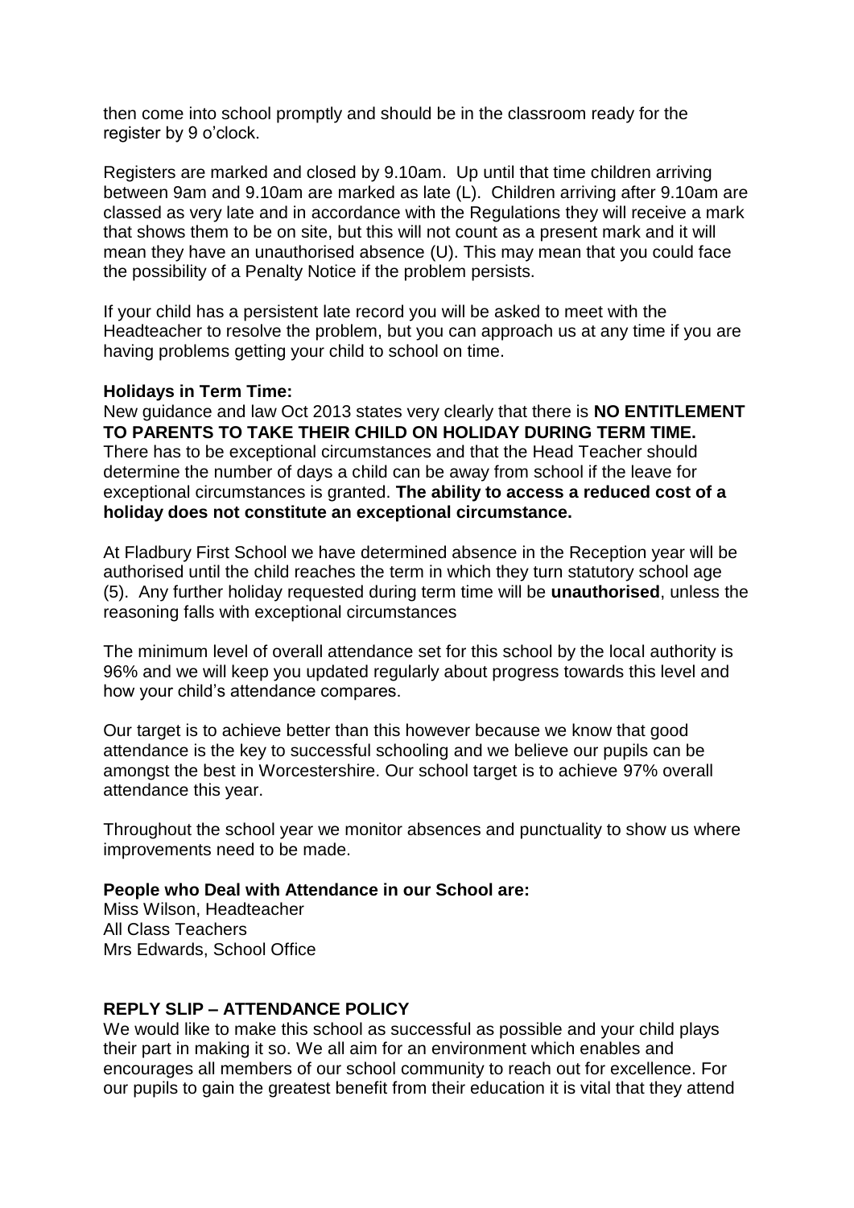then come into school promptly and should be in the classroom ready for the register by 9 o'clock.

Registers are marked and closed by 9.10am. Up until that time children arriving between 9am and 9.10am are marked as late (L). Children arriving after 9.10am are classed as very late and in accordance with the Regulations they will receive a mark that shows them to be on site, but this will not count as a present mark and it will mean they have an unauthorised absence (U). This may mean that you could face the possibility of a Penalty Notice if the problem persists.

If your child has a persistent late record you will be asked to meet with the Headteacher to resolve the problem, but you can approach us at any time if you are having problems getting your child to school on time.

**Holidays in Term Time:**

New guidance and law Oct 2013 states very clearly that there is **NO ENTITLEMENT TO PARENTS TO TAKE THEIR CHILD ON HOLIDAY DURING TERM TIME.** There has to be exceptional circumstances and that the Head Teacher should determine the number of days a child can be away from school if the leave for exceptional circumstances is granted. **The ability to access a reduced cost of a holiday does not constitute an exceptional circumstance.**

At Fladbury First School we have determined absence in the Reception year will be authorised until the child reaches the term in which they turn statutory school age (5). Any further holiday requested during term time will be **unauthorised**, unless the reasoning falls with exceptional circumstances

The minimum level of overall attendance set for this school by the local authority is 96% and we will keep you updated regularly about progress towards this level and how your child's attendance compares.

Our target is to achieve better than this however because we know that good attendance is the key to successful schooling and we believe our pupils can be amongst the best in Worcestershire. Our school target is to achieve 97% overall attendance this year.

Throughout the school year we monitor absences and punctuality to show us where improvements need to be made.

**People who Deal with Attendance in our School are:**

Miss Wilson, Headteacher
All Class Teachers
Mrs Edwards, School Office

**REPLY SLIP – ATTENDANCE POLICY**

We would like to make this school as successful as possible and your child plays their part in making it so. We all aim for an environment which enables and encourages all members of our school community to reach out for excellence. For our pupils to gain the greatest benefit from their education it is vital that they attend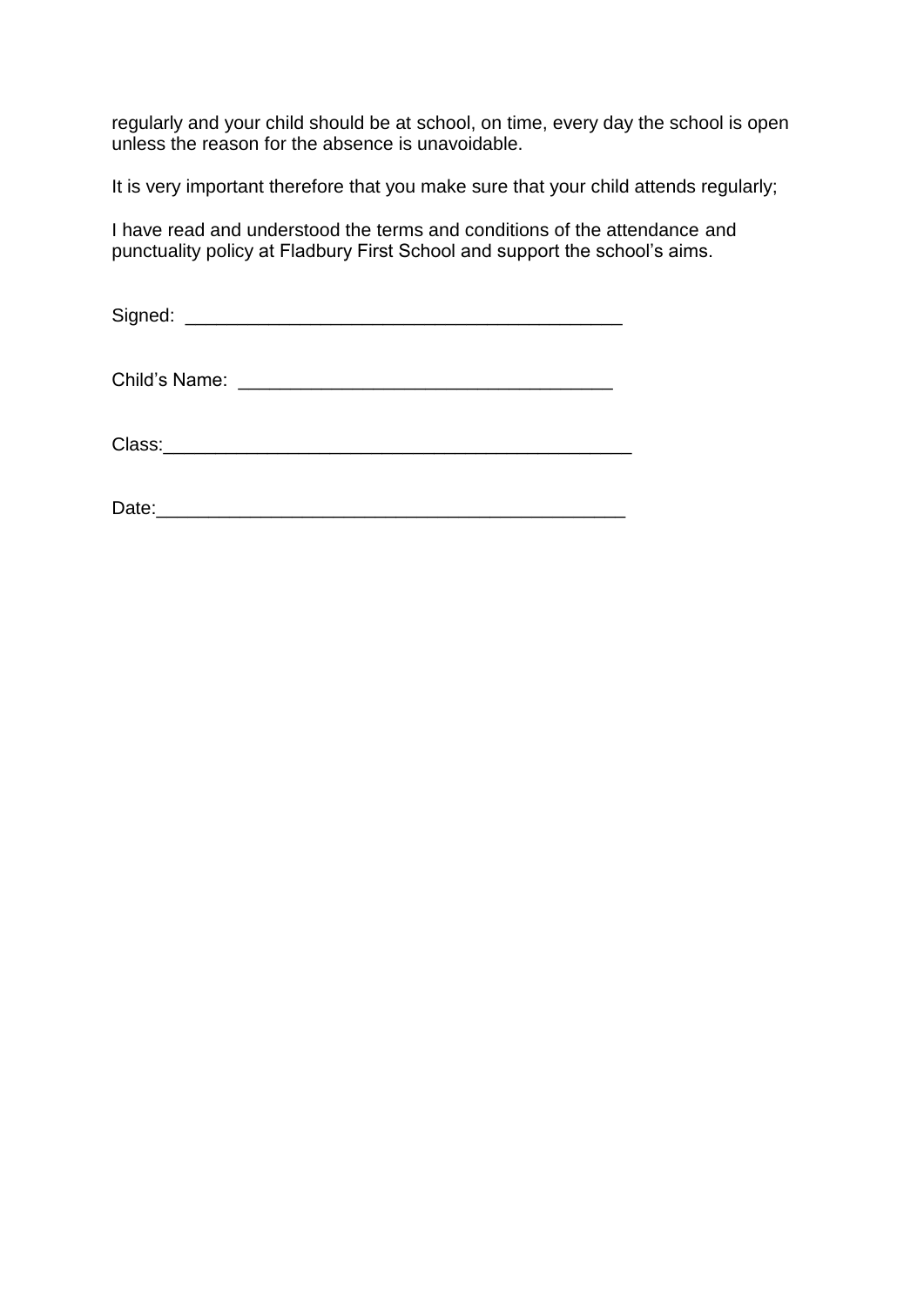regularly and your child should be at school, on time, every day the school is open unless the reason for the absence is unavoidable.

It is very important therefore that you make sure that your child attends regularly;

I have read and understood the terms and conditions of the attendance and punctuality policy at Fladbury First School and support the school's aims.

Signed: ________________________________________

Child's Name: ___________________________________

Class:_____________________________________________

Date:_____________________________________________